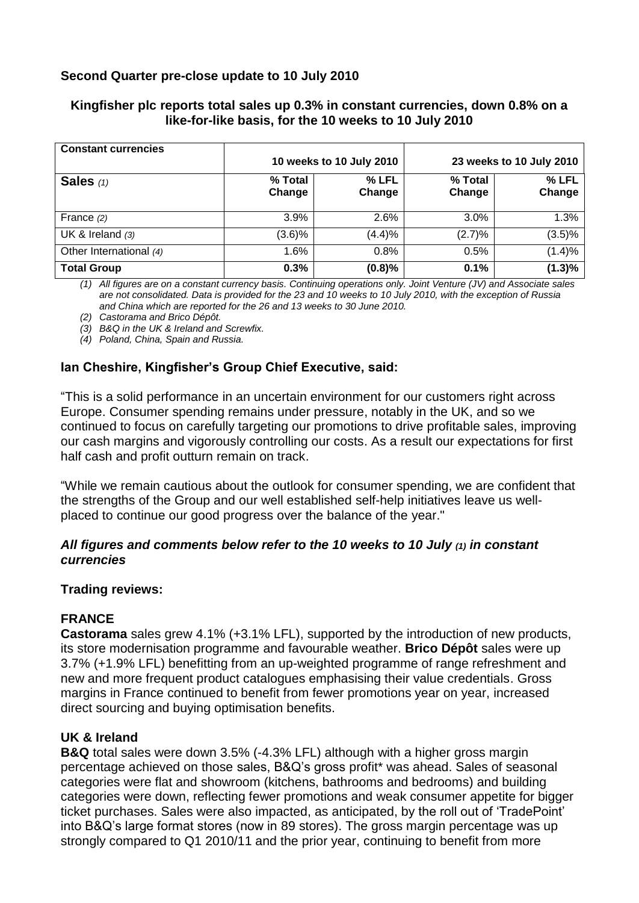## Second Quarter pre-close update to 10 July 2010

### Kingfisher plc reports total sales up 0.3% in constant currencies, down 0.8% on a like-for-like basis, for the 10 weeks to 10 July 2010

| Constant currencies | 10 weeks to 10 July 2010 | | 23 weeks to 10 July 2010 | |
|---|---|---|---|---|
| **Sales** *(1)* | **% Total Change** | **% LFL Change** | **% Total Change** | **% LFL Change** |
| France *(2)* | 3.9% | 2.6% | 3.0% | 1.3% |
| UK & Ireland *(3)* | (3.6)% | (4.4)% | (2.7)% | (3.5)% |
| Other International *(4)* | 1.6% | 0.8% | 0.5% | (1.4)% |
| **Total Group** | **0.3%** | **(0.8)%** | **0.1%** | **(1.3)%** |

*(1) All figures are on a constant currency basis. Continuing operations only. Joint Venture (JV) and Associate sales are not consolidated. Data is provided for the 23 and 10 weeks to 10 July 2010, with the exception of Russia and China which are reported for the 26 and 13 weeks to 30 June 2010.*

*(2) Castorama and Brico Dépôt.*

*(3) B&Q in the UK & Ireland and Screwfix.*

*(4) Poland, China, Spain and Russia.*

### Ian Cheshire, Kingfisher's Group Chief Executive, said:

"This is a solid performance in an uncertain environment for our customers right across Europe. Consumer spending remains under pressure, notably in the UK, and so we continued to focus on carefully targeting our promotions to drive profitable sales, improving our cash margins and vigorously controlling our costs. As a result our expectations for first half cash and profit outturn remain on track.

"While we remain cautious about the outlook for consumer spending, we are confident that the strengths of the Group and our well established self-help initiatives leave us well-placed to continue our good progress over the balance of the year."

***All figures and comments below refer to the 10 weeks to 10 July (1) in constant currencies***

**Trading reviews:**

### FRANCE

**Castorama** sales grew 4.1% (+3.1% LFL), supported by the introduction of new products, its store modernisation programme and favourable weather. **Brico Dépôt** sales were up 3.7% (+1.9% LFL) benefitting from an up-weighted programme of range refreshment and new and more frequent product catalogues emphasising their value credentials. Gross margins in France continued to benefit from fewer promotions year on year, increased direct sourcing and buying optimisation benefits.

### UK & Ireland

**B&Q** total sales were down 3.5% (-4.3% LFL) although with a higher gross margin percentage achieved on those sales, B&Q's gross profit* was ahead. Sales of seasonal categories were flat and showroom (kitchens, bathrooms and bedrooms) and building categories were down, reflecting fewer promotions and weak consumer appetite for bigger ticket purchases. Sales were also impacted, as anticipated, by the roll out of 'TradePoint' into B&Q's large format stores (now in 89 stores). The gross margin percentage was up strongly compared to Q1 2010/11 and the prior year, continuing to benefit from more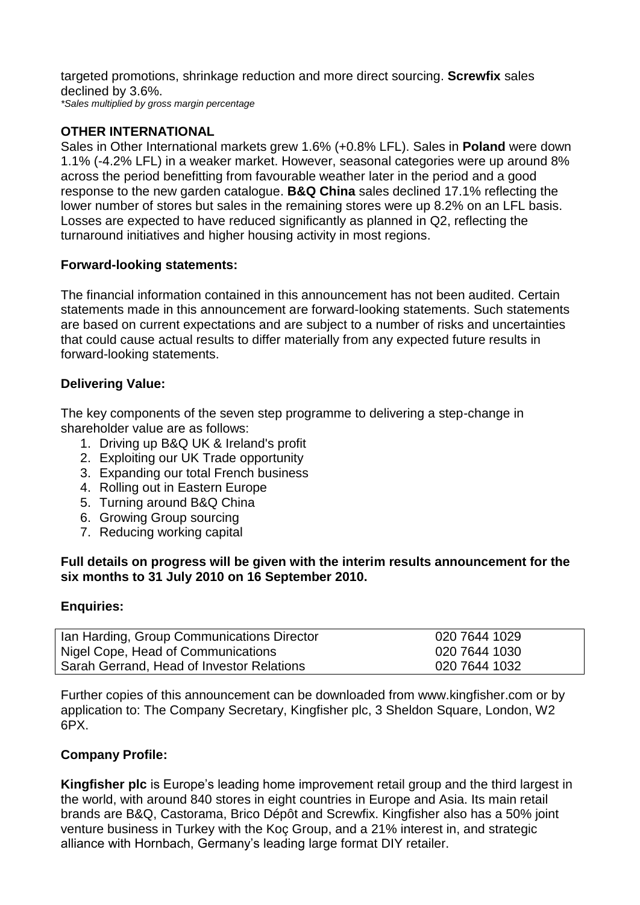targeted promotions, shrinkage reduction and more direct sourcing. **Screwfix** sales declined by 3.6%.
*\*Sales multiplied by gross margin percentage*

**OTHER INTERNATIONAL**

Sales in Other International markets grew 1.6% (+0.8% LFL). Sales in **Poland** were down 1.1% (-4.2% LFL) in a weaker market. However, seasonal categories were up around 8% across the period benefitting from favourable weather later in the period and a good response to the new garden catalogue. **B&Q China** sales declined 17.1% reflecting the lower number of stores but sales in the remaining stores were up 8.2% on an LFL basis. Losses are expected to have reduced significantly as planned in Q2, reflecting the turnaround initiatives and higher housing activity in most regions.

**Forward-looking statements:**

The financial information contained in this announcement has not been audited. Certain statements made in this announcement are forward-looking statements. Such statements are based on current expectations and are subject to a number of risks and uncertainties that could cause actual results to differ materially from any expected future results in forward-looking statements.

**Delivering Value:**

The key components of the seven step programme to delivering a step-change in shareholder value are as follows:

1. Driving up B&Q UK & Ireland's profit
2. Exploiting our UK Trade opportunity
3. Expanding our total French business
4. Rolling out in Eastern Europe
5. Turning around B&Q China
6. Growing Group sourcing
7. Reducing working capital

**Full details on progress will be given with the interim results announcement for the six months to 31 July 2010 on 16 September 2010.**

**Enquiries:**

| | |
|---|---|
| Ian Harding, Group Communications Director | 020 7644 1029 |
| Nigel Cope, Head of Communications | 020 7644 1030 |
| Sarah Gerrand, Head of Investor Relations | 020 7644 1032 |

Further copies of this announcement can be downloaded from www.kingfisher.com or by application to: The Company Secretary, Kingfisher plc, 3 Sheldon Square, London, W2 6PX.

**Company Profile:**

**Kingfisher plc** is Europe's leading home improvement retail group and the third largest in the world, with around 840 stores in eight countries in Europe and Asia. Its main retail brands are B&Q, Castorama, Brico Dépôt and Screwfix. Kingfisher also has a 50% joint venture business in Turkey with the Koç Group, and a 21% interest in, and strategic alliance with Hornbach, Germany's leading large format DIY retailer.